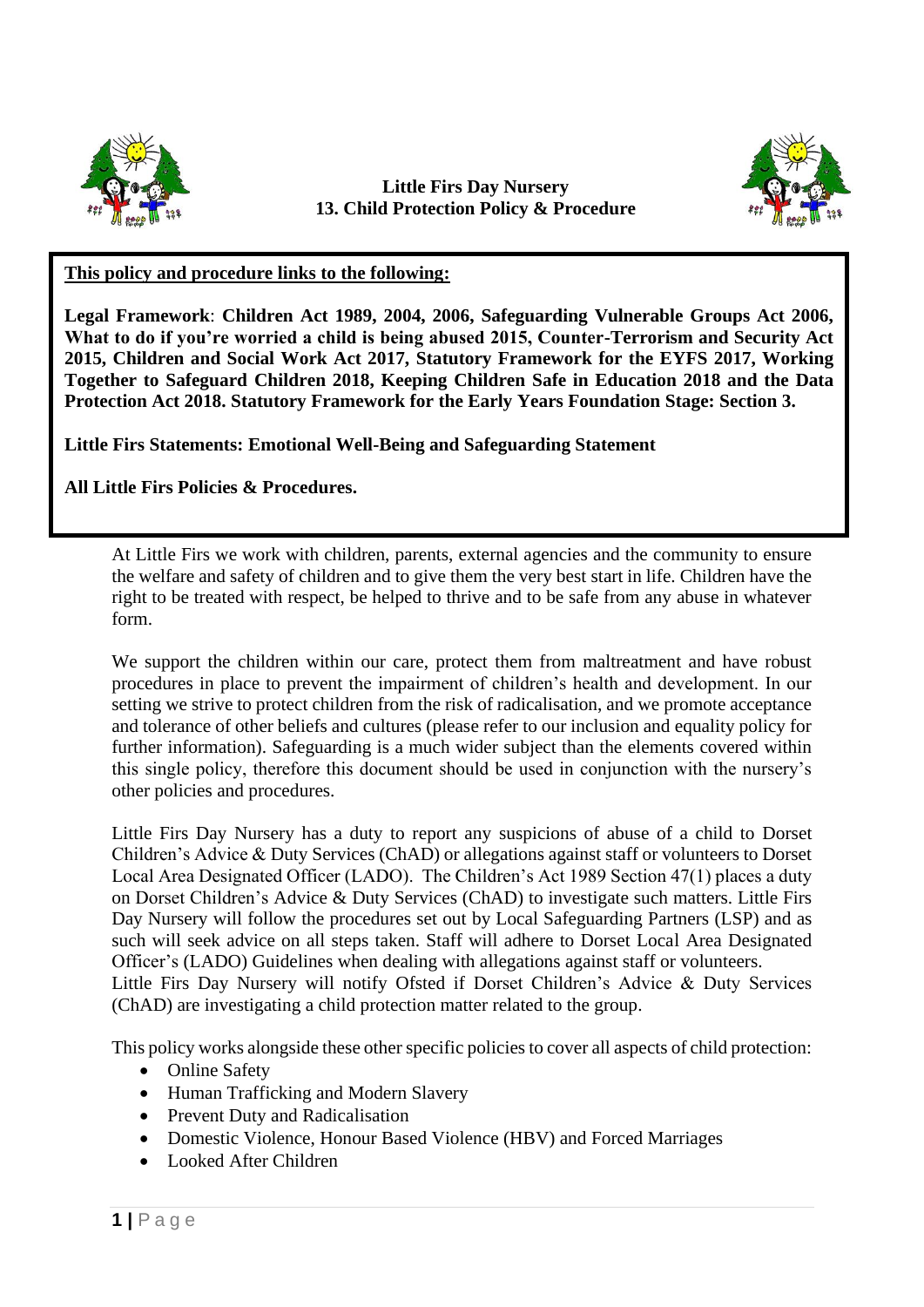# Little Firs Day Nursery
## 13. Child Protection Policy & Procedure

**<u>This policy and procedure links to the following:</u>**

**Legal Framework**: **Children Act 1989, 2004, 2006, Safeguarding Vulnerable Groups Act 2006, What to do if you're worried a child is being abused 2015, Counter-Terrorism and Security Act 2015, Children and Social Work Act 2017, Statutory Framework for the EYFS 2017, Working Together to Safeguard Children 2018, Keeping Children Safe in Education 2018 and the Data Protection Act 2018. Statutory Framework for the Early Years Foundation Stage: Section 3.**

**Little Firs Statements: Emotional Well-Being and Safeguarding Statement**

**All Little Firs Policies & Procedures.**

At Little Firs we work with children, parents, external agencies and the community to ensure the welfare and safety of children and to give them the very best start in life. Children have the right to be treated with respect, be helped to thrive and to be safe from any abuse in whatever form.

We support the children within our care, protect them from maltreatment and have robust procedures in place to prevent the impairment of children's health and development. In our setting we strive to protect children from the risk of radicalisation, and we promote acceptance and tolerance of other beliefs and cultures (please refer to our inclusion and equality policy for further information). Safeguarding is a much wider subject than the elements covered within this single policy, therefore this document should be used in conjunction with the nursery's other policies and procedures.

Little Firs Day Nursery has a duty to report any suspicions of abuse of a child to Dorset Children's Advice & Duty Services (ChAD) or allegations against staff or volunteers to Dorset Local Area Designated Officer (LADO). The Children's Act 1989 Section 47(1) places a duty on Dorset Children's Advice & Duty Services (ChAD) to investigate such matters. Little Firs Day Nursery will follow the procedures set out by Local Safeguarding Partners (LSP) and as such will seek advice on all steps taken. Staff will adhere to Dorset Local Area Designated Officer's (LADO) Guidelines when dealing with allegations against staff or volunteers.
Little Firs Day Nursery will notify Ofsted if Dorset Children's Advice & Duty Services (ChAD) are investigating a child protection matter related to the group.

This policy works alongside these other specific policies to cover all aspects of child protection:

- Online Safety
- Human Trafficking and Modern Slavery
- Prevent Duty and Radicalisation
- Domestic Violence, Honour Based Violence (HBV) and Forced Marriages
- Looked After Children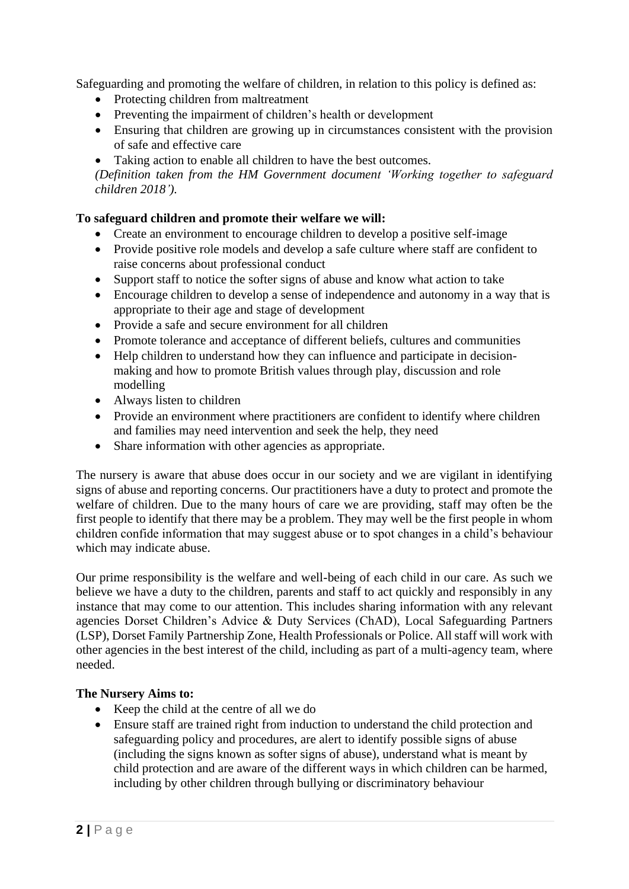Safeguarding and promoting the welfare of children, in relation to this policy is defined as:

- Protecting children from maltreatment
- Preventing the impairment of children's health or development
- Ensuring that children are growing up in circumstances consistent with the provision of safe and effective care
- Taking action to enable all children to have the best outcomes.

*(Definition taken from the HM Government document 'Working together to safeguard children 2018').*

**To safeguard children and promote their welfare we will:**

- Create an environment to encourage children to develop a positive self-image
- Provide positive role models and develop a safe culture where staff are confident to raise concerns about professional conduct
- Support staff to notice the softer signs of abuse and know what action to take
- Encourage children to develop a sense of independence and autonomy in a way that is appropriate to their age and stage of development
- Provide a safe and secure environment for all children
- Promote tolerance and acceptance of different beliefs, cultures and communities
- Help children to understand how they can influence and participate in decision-making and how to promote British values through play, discussion and role modelling
- Always listen to children
- Provide an environment where practitioners are confident to identify where children and families may need intervention and seek the help, they need
- Share information with other agencies as appropriate.

The nursery is aware that abuse does occur in our society and we are vigilant in identifying signs of abuse and reporting concerns. Our practitioners have a duty to protect and promote the welfare of children. Due to the many hours of care we are providing, staff may often be the first people to identify that there may be a problem. They may well be the first people in whom children confide information that may suggest abuse or to spot changes in a child's behaviour which may indicate abuse.

Our prime responsibility is the welfare and well-being of each child in our care. As such we believe we have a duty to the children, parents and staff to act quickly and responsibly in any instance that may come to our attention. This includes sharing information with any relevant agencies Dorset Children's Advice & Duty Services (ChAD), Local Safeguarding Partners (LSP), Dorset Family Partnership Zone, Health Professionals or Police. All staff will work with other agencies in the best interest of the child, including as part of a multi-agency team, where needed.

**The Nursery Aims to:**

- Keep the child at the centre of all we do
- Ensure staff are trained right from induction to understand the child protection and safeguarding policy and procedures, are alert to identify possible signs of abuse (including the signs known as softer signs of abuse), understand what is meant by child protection and are aware of the different ways in which children can be harmed, including by other children through bullying or discriminatory behaviour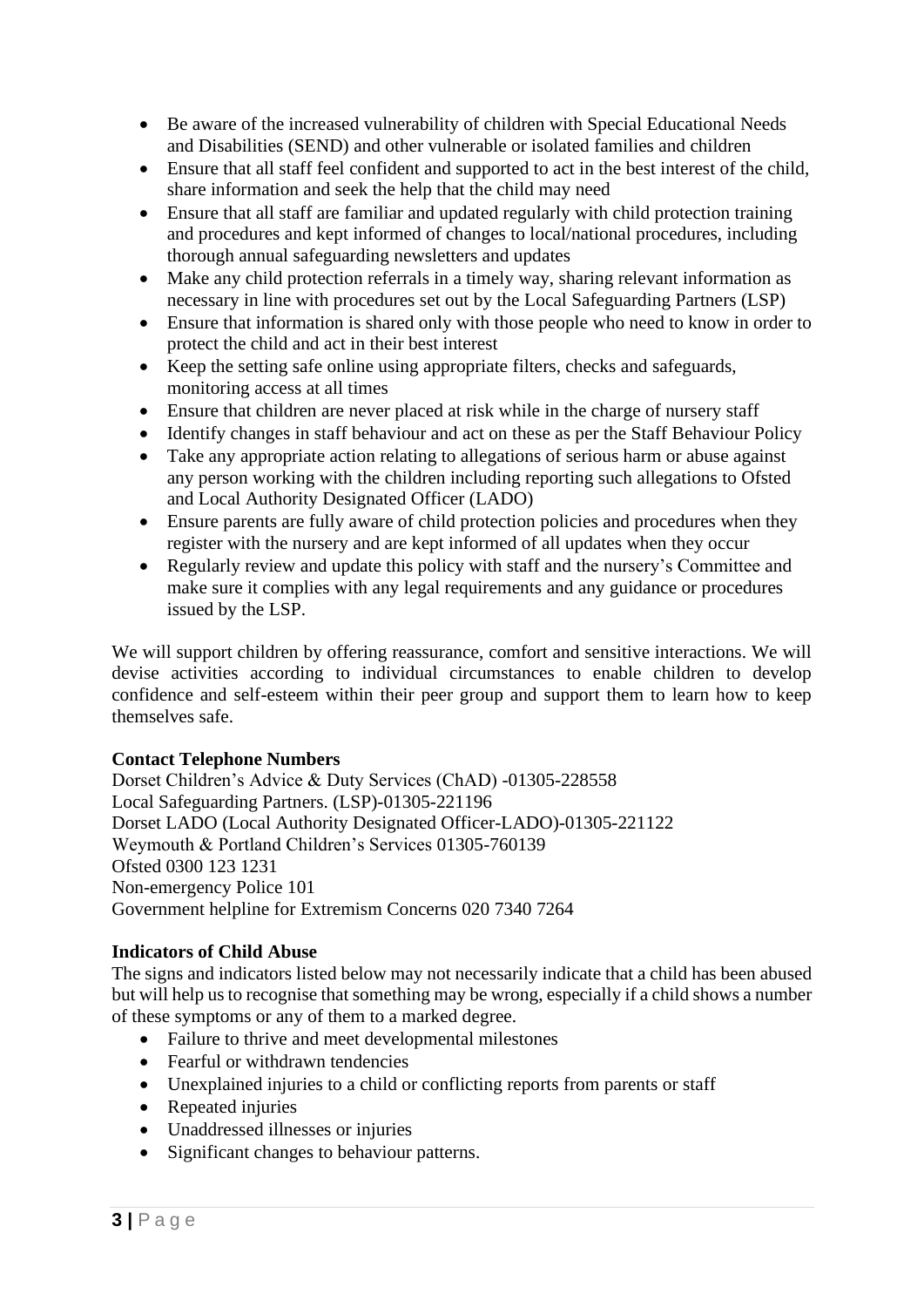- Be aware of the increased vulnerability of children with Special Educational Needs and Disabilities (SEND) and other vulnerable or isolated families and children
- Ensure that all staff feel confident and supported to act in the best interest of the child, share information and seek the help that the child may need
- Ensure that all staff are familiar and updated regularly with child protection training and procedures and kept informed of changes to local/national procedures, including thorough annual safeguarding newsletters and updates
- Make any child protection referrals in a timely way, sharing relevant information as necessary in line with procedures set out by the Local Safeguarding Partners (LSP)
- Ensure that information is shared only with those people who need to know in order to protect the child and act in their best interest
- Keep the setting safe online using appropriate filters, checks and safeguards, monitoring access at all times
- Ensure that children are never placed at risk while in the charge of nursery staff
- Identify changes in staff behaviour and act on these as per the Staff Behaviour Policy
- Take any appropriate action relating to allegations of serious harm or abuse against any person working with the children including reporting such allegations to Ofsted and Local Authority Designated Officer (LADO)
- Ensure parents are fully aware of child protection policies and procedures when they register with the nursery and are kept informed of all updates when they occur
- Regularly review and update this policy with staff and the nursery's Committee and make sure it complies with any legal requirements and any guidance or procedures issued by the LSP.

We will support children by offering reassurance, comfort and sensitive interactions. We will devise activities according to individual circumstances to enable children to develop confidence and self-esteem within their peer group and support them to learn how to keep themselves safe.

**Contact Telephone Numbers**

Dorset Children's Advice & Duty Services (ChAD) -01305-228558
Local Safeguarding Partners. (LSP)-01305-221196
Dorset LADO (Local Authority Designated Officer-LADO)-01305-221122
Weymouth & Portland Children's Services 01305-760139
Ofsted 0300 123 1231
Non-emergency Police 101
Government helpline for Extremism Concerns 020 7340 7264

**Indicators of Child Abuse**

The signs and indicators listed below may not necessarily indicate that a child has been abused but will help us to recognise that something may be wrong, especially if a child shows a number of these symptoms or any of them to a marked degree.

- Failure to thrive and meet developmental milestones
- Fearful or withdrawn tendencies
- Unexplained injuries to a child or conflicting reports from parents or staff
- Repeated injuries
- Unaddressed illnesses or injuries
- Significant changes to behaviour patterns.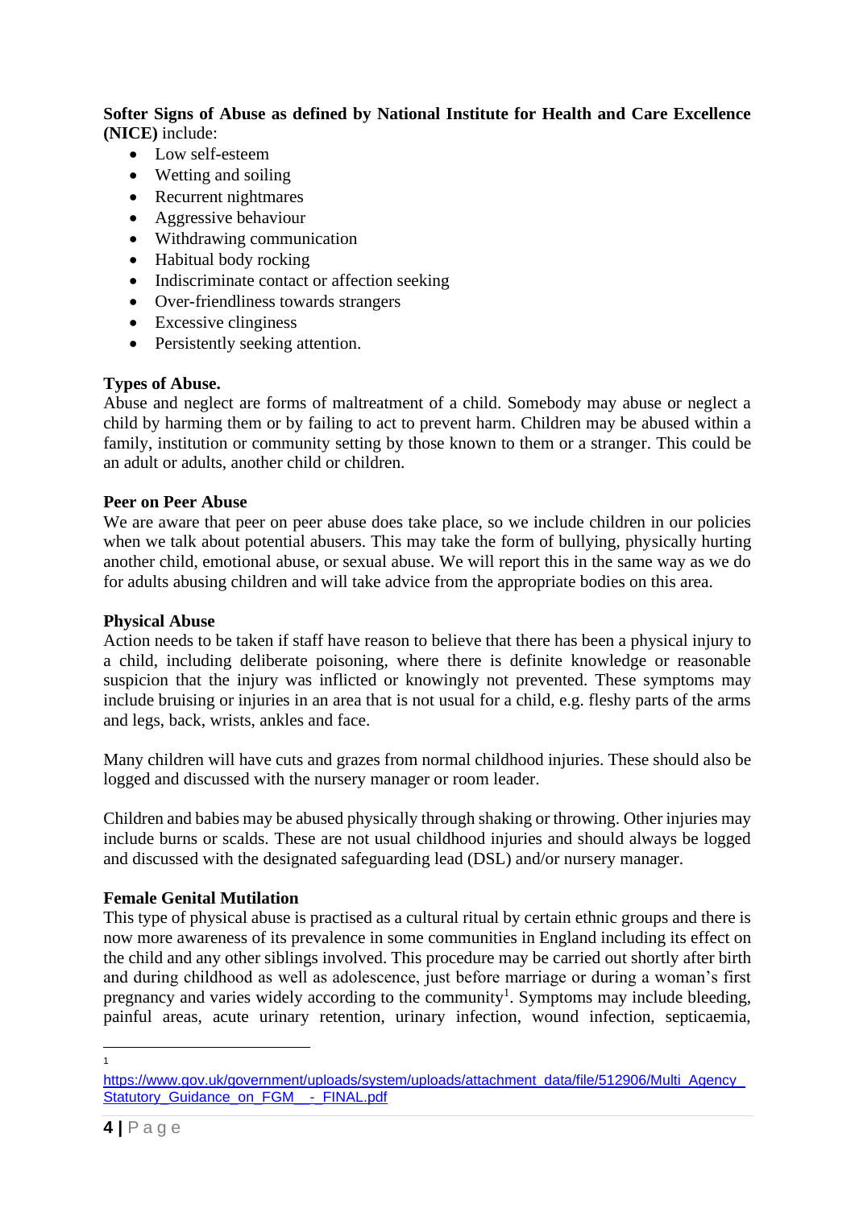**Softer Signs of Abuse as defined by National Institute for Health and Care Excellence (NICE)** include:

- Low self-esteem
- Wetting and soiling
- Recurrent nightmares
- Aggressive behaviour
- Withdrawing communication
- Habitual body rocking
- Indiscriminate contact or affection seeking
- Over-friendliness towards strangers
- Excessive clinginess
- Persistently seeking attention.

**Types of Abuse.**

Abuse and neglect are forms of maltreatment of a child. Somebody may abuse or neglect a child by harming them or by failing to act to prevent harm. Children may be abused within a family, institution or community setting by those known to them or a stranger. This could be an adult or adults, another child or children.

**Peer on Peer Abuse**

We are aware that peer on peer abuse does take place, so we include children in our policies when we talk about potential abusers. This may take the form of bullying, physically hurting another child, emotional abuse, or sexual abuse. We will report this in the same way as we do for adults abusing children and will take advice from the appropriate bodies on this area.

**Physical Abuse**

Action needs to be taken if staff have reason to believe that there has been a physical injury to a child, including deliberate poisoning, where there is definite knowledge or reasonable suspicion that the injury was inflicted or knowingly not prevented. These symptoms may include bruising or injuries in an area that is not usual for a child, e.g. fleshy parts of the arms and legs, back, wrists, ankles and face.

Many children will have cuts and grazes from normal childhood injuries. These should also be logged and discussed with the nursery manager or room leader.

Children and babies may be abused physically through shaking or throwing. Other injuries may include burns or scalds. These are not usual childhood injuries and should always be logged and discussed with the designated safeguarding lead (DSL) and/or nursery manager.

**Female Genital Mutilation**

This type of physical abuse is practised as a cultural ritual by certain ethnic groups and there is now more awareness of its prevalence in some communities in England including its effect on the child and any other siblings involved. This procedure may be carried out shortly after birth and during childhood as well as adolescence, just before marriage or during a woman's first pregnancy and varies widely according to the community[1]. Symptoms may include bleeding, painful areas, acute urinary retention, urinary infection, wound infection, septicaemia,

---

[1] https://www.gov.uk/government/uploads/system/uploads/attachment_data/file/512906/Multi_Agency_Statutory_Guidance_on_FGM__-_FINAL.pdf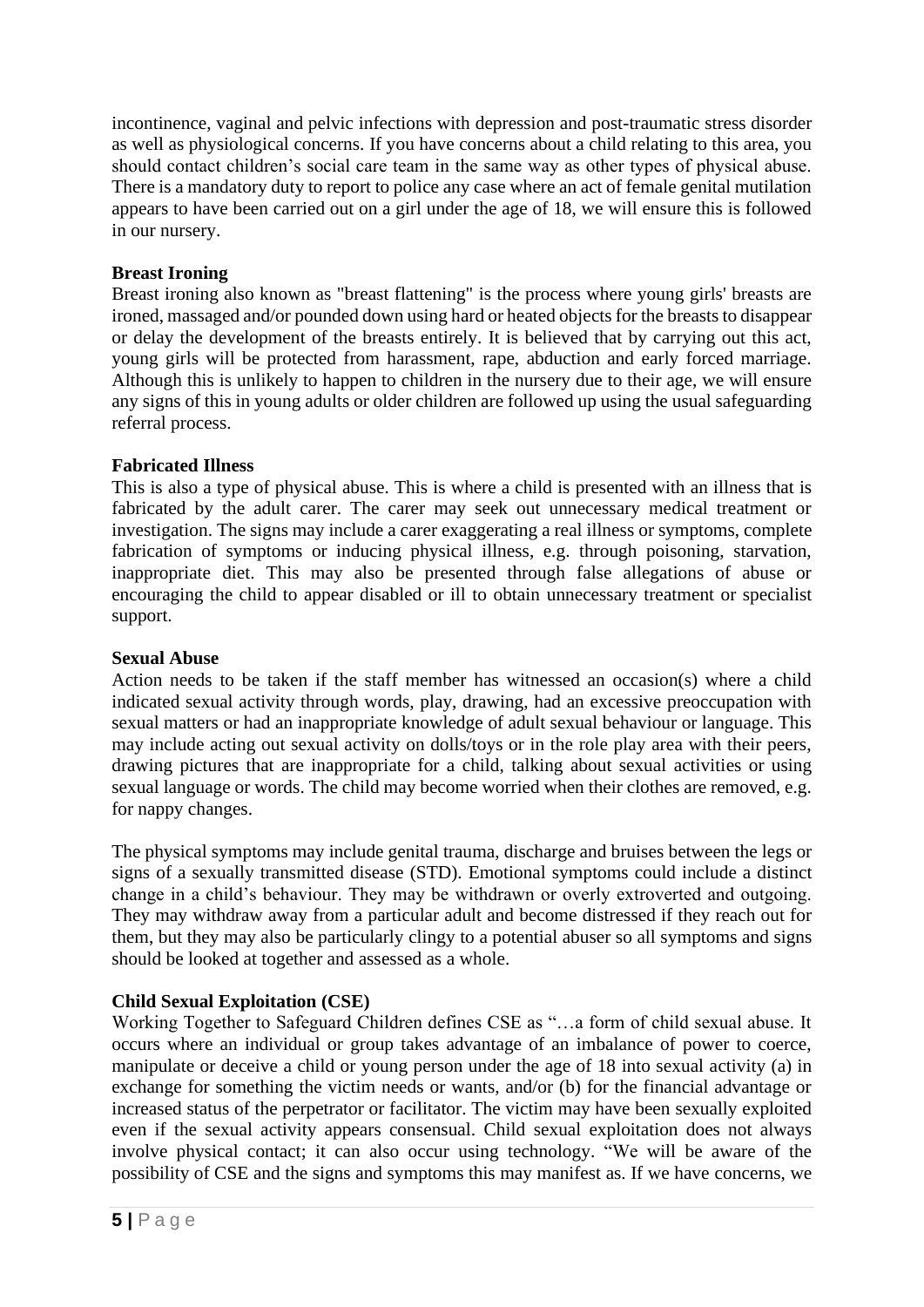incontinence, vaginal and pelvic infections with depression and post-traumatic stress disorder as well as physiological concerns. If you have concerns about a child relating to this area, you should contact children's social care team in the same way as other types of physical abuse. There is a mandatory duty to report to police any case where an act of female genital mutilation appears to have been carried out on a girl under the age of 18, we will ensure this is followed in our nursery.

**Breast Ironing**

Breast ironing also known as "breast flattening" is the process where young girls' breasts are ironed, massaged and/or pounded down using hard or heated objects for the breasts to disappear or delay the development of the breasts entirely. It is believed that by carrying out this act, young girls will be protected from harassment, rape, abduction and early forced marriage. Although this is unlikely to happen to children in the nursery due to their age, we will ensure any signs of this in young adults or older children are followed up using the usual safeguarding referral process.

**Fabricated Illness**

This is also a type of physical abuse. This is where a child is presented with an illness that is fabricated by the adult carer. The carer may seek out unnecessary medical treatment or investigation. The signs may include a carer exaggerating a real illness or symptoms, complete fabrication of symptoms or inducing physical illness, e.g. through poisoning, starvation, inappropriate diet. This may also be presented through false allegations of abuse or encouraging the child to appear disabled or ill to obtain unnecessary treatment or specialist support.

**Sexual Abuse**

Action needs to be taken if the staff member has witnessed an occasion(s) where a child indicated sexual activity through words, play, drawing, had an excessive preoccupation with sexual matters or had an inappropriate knowledge of adult sexual behaviour or language. This may include acting out sexual activity on dolls/toys or in the role play area with their peers, drawing pictures that are inappropriate for a child, talking about sexual activities or using sexual language or words. The child may become worried when their clothes are removed, e.g. for nappy changes.

The physical symptoms may include genital trauma, discharge and bruises between the legs or signs of a sexually transmitted disease (STD). Emotional symptoms could include a distinct change in a child's behaviour. They may be withdrawn or overly extroverted and outgoing. They may withdraw away from a particular adult and become distressed if they reach out for them, but they may also be particularly clingy to a potential abuser so all symptoms and signs should be looked at together and assessed as a whole.

**Child Sexual Exploitation (CSE)**

Working Together to Safeguard Children defines CSE as "…a form of child sexual abuse. It occurs where an individual or group takes advantage of an imbalance of power to coerce, manipulate or deceive a child or young person under the age of 18 into sexual activity (a) in exchange for something the victim needs or wants, and/or (b) for the financial advantage or increased status of the perpetrator or facilitator. The victim may have been sexually exploited even if the sexual activity appears consensual. Child sexual exploitation does not always involve physical contact; it can also occur using technology. "We will be aware of the possibility of CSE and the signs and symptoms this may manifest as. If we have concerns, we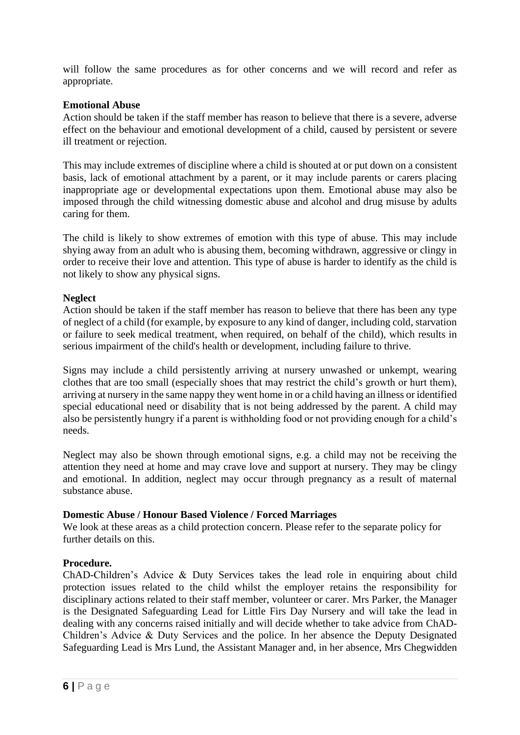will follow the same procedures as for other concerns and we will record and refer as appropriate.

**Emotional Abuse**
Action should be taken if the staff member has reason to believe that there is a severe, adverse effect on the behaviour and emotional development of a child, caused by persistent or severe ill treatment or rejection.

This may include extremes of discipline where a child is shouted at or put down on a consistent basis, lack of emotional attachment by a parent, or it may include parents or carers placing inappropriate age or developmental expectations upon them. Emotional abuse may also be imposed through the child witnessing domestic abuse and alcohol and drug misuse by adults caring for them.

The child is likely to show extremes of emotion with this type of abuse. This may include shying away from an adult who is abusing them, becoming withdrawn, aggressive or clingy in order to receive their love and attention. This type of abuse is harder to identify as the child is not likely to show any physical signs.

**Neglect**
Action should be taken if the staff member has reason to believe that there has been any type of neglect of a child (for example, by exposure to any kind of danger, including cold, starvation or failure to seek medical treatment, when required, on behalf of the child), which results in serious impairment of the child's health or development, including failure to thrive.

Signs may include a child persistently arriving at nursery unwashed or unkempt, wearing clothes that are too small (especially shoes that may restrict the child's growth or hurt them), arriving at nursery in the same nappy they went home in or a child having an illness or identified special educational need or disability that is not being addressed by the parent. A child may also be persistently hungry if a parent is withholding food or not providing enough for a child's needs.

Neglect may also be shown through emotional signs, e.g. a child may not be receiving the attention they need at home and may crave love and support at nursery. They may be clingy and emotional. In addition, neglect may occur through pregnancy as a result of maternal substance abuse.

**Domestic Abuse / Honour Based Violence / Forced Marriages**
We look at these areas as a child protection concern. Please refer to the separate policy for further details on this.

**Procedure.**
ChAD-Children's Advice & Duty Services takes the lead role in enquiring about child protection issues related to the child whilst the employer retains the responsibility for disciplinary actions related to their staff member, volunteer or carer. Mrs Parker, the Manager is the Designated Safeguarding Lead for Little Firs Day Nursery and will take the lead in dealing with any concerns raised initially and will decide whether to take advice from ChAD-Children's Advice & Duty Services and the police. In her absence the Deputy Designated Safeguarding Lead is Mrs Lund, the Assistant Manager and, in her absence, Mrs Chegwidden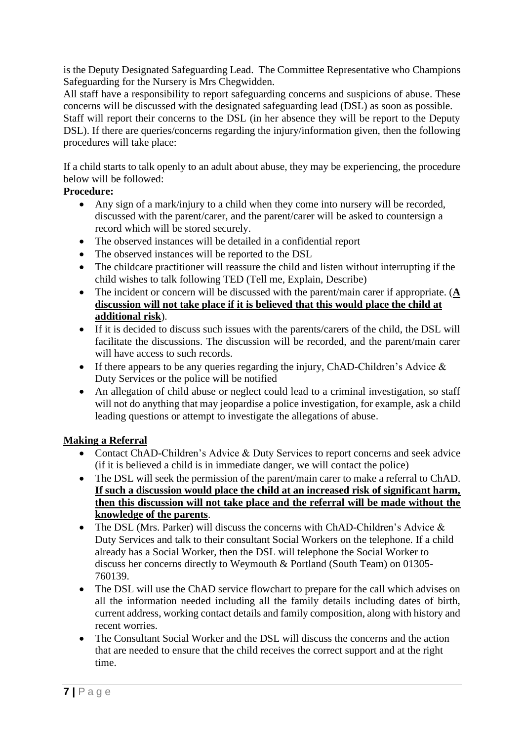is the Deputy Designated Safeguarding Lead. The Committee Representative who Champions Safeguarding for the Nursery is Mrs Chegwidden.

All staff have a responsibility to report safeguarding concerns and suspicions of abuse. These concerns will be discussed with the designated safeguarding lead (DSL) as soon as possible.

Staff will report their concerns to the DSL (in her absence they will be report to the Deputy DSL). If there are queries/concerns regarding the injury/information given, then the following procedures will take place:

If a child starts to talk openly to an adult about abuse, they may be experiencing, the procedure below will be followed:

**Procedure:**

- Any sign of a mark/injury to a child when they come into nursery will be recorded, discussed with the parent/carer, and the parent/carer will be asked to countersign a record which will be stored securely.
- The observed instances will be detailed in a confidential report
- The observed instances will be reported to the DSL
- The childcare practitioner will reassure the child and listen without interrupting if the child wishes to talk following TED (Tell me, Explain, Describe)
- The incident or concern will be discussed with the parent/main carer if appropriate. (**<u>A discussion will not take place if it is believed that this would place the child at additional risk</u>**).
- If it is decided to discuss such issues with the parents/carers of the child, the DSL will facilitate the discussions. The discussion will be recorded, and the parent/main carer will have access to such records.
- If there appears to be any queries regarding the injury, ChAD-Children's Advice & Duty Services or the police will be notified
- An allegation of child abuse or neglect could lead to a criminal investigation, so staff will not do anything that may jeopardise a police investigation, for example, ask a child leading questions or attempt to investigate the allegations of abuse.

**<u>Making a Referral</u>**

- Contact ChAD-Children's Advice & Duty Services to report concerns and seek advice (if it is believed a child is in immediate danger, we will contact the police)
- The DSL will seek the permission of the parent/main carer to make a referral to ChAD. **<u>If such a discussion would place the child at an increased risk of significant harm, then this discussion will not take place and the referral will be made without the knowledge of the parents</u>**.
- The DSL (Mrs. Parker) will discuss the concerns with ChAD-Children's Advice & Duty Services and talk to their consultant Social Workers on the telephone. If a child already has a Social Worker, then the DSL will telephone the Social Worker to discuss her concerns directly to Weymouth & Portland (South Team) on 01305-760139.
- The DSL will use the ChAD service flowchart to prepare for the call which advises on all the information needed including all the family details including dates of birth, current address, working contact details and family composition, along with history and recent worries.
- The Consultant Social Worker and the DSL will discuss the concerns and the action that are needed to ensure that the child receives the correct support and at the right time.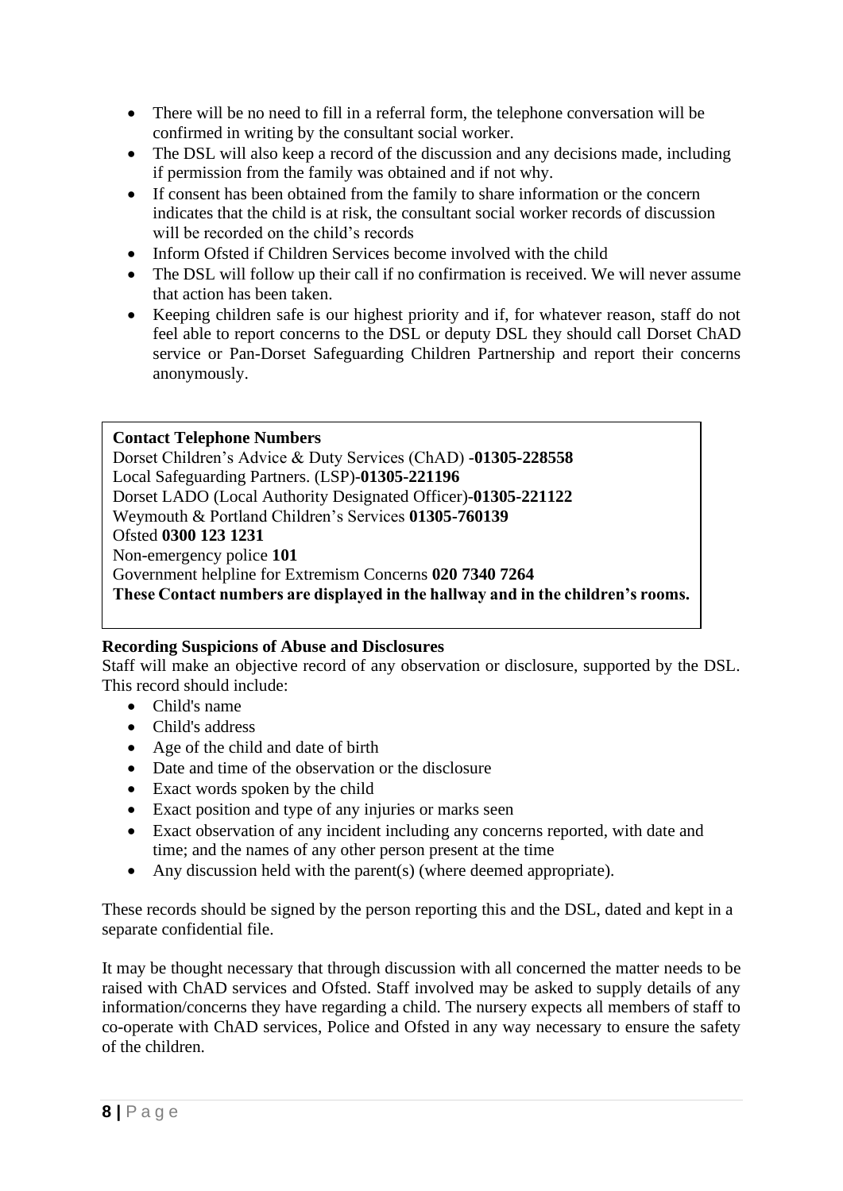- There will be no need to fill in a referral form, the telephone conversation will be confirmed in writing by the consultant social worker.
- The DSL will also keep a record of the discussion and any decisions made, including if permission from the family was obtained and if not why.
- If consent has been obtained from the family to share information or the concern indicates that the child is at risk, the consultant social worker records of discussion will be recorded on the child's records
- Inform Ofsted if Children Services become involved with the child
- The DSL will follow up their call if no confirmation is received. We will never assume that action has been taken.
- Keeping children safe is our highest priority and if, for whatever reason, staff do not feel able to report concerns to the DSL or deputy DSL they should call Dorset ChAD service or Pan-Dorset Safeguarding Children Partnership and report their concerns anonymously.

**Contact Telephone Numbers**
Dorset Children's Advice & Duty Services (ChAD) -**01305-228558**
Local Safeguarding Partners. (LSP)-**01305-221196**
Dorset LADO (Local Authority Designated Officer)-**01305-221122**
Weymouth & Portland Children's Services **01305-760139**
Ofsted **0300 123 1231**
Non-emergency police **101**
Government helpline for Extremism Concerns **020 7340 7264**
**These Contact numbers are displayed in the hallway and in the children's rooms.**

**Recording Suspicions of Abuse and Disclosures**
Staff will make an objective record of any observation or disclosure, supported by the DSL. This record should include:

- Child's name
- Child's address
- Age of the child and date of birth
- Date and time of the observation or the disclosure
- Exact words spoken by the child
- Exact position and type of any injuries or marks seen
- Exact observation of any incident including any concerns reported, with date and time; and the names of any other person present at the time
- Any discussion held with the parent(s) (where deemed appropriate).

These records should be signed by the person reporting this and the DSL, dated and kept in a separate confidential file.

It may be thought necessary that through discussion with all concerned the matter needs to be raised with ChAD services and Ofsted. Staff involved may be asked to supply details of any information/concerns they have regarding a child. The nursery expects all members of staff to co-operate with ChAD services, Police and Ofsted in any way necessary to ensure the safety of the children.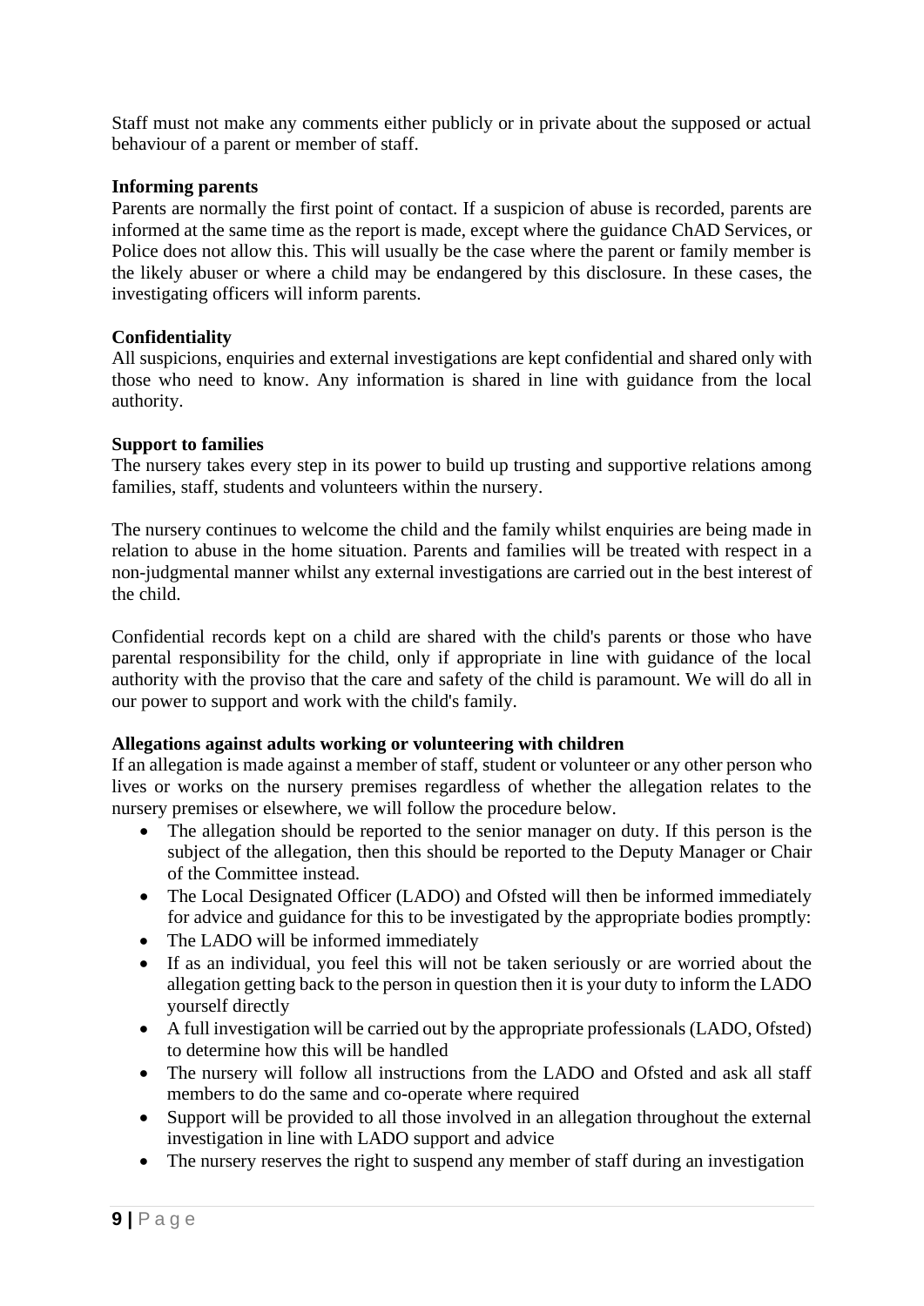Staff must not make any comments either publicly or in private about the supposed or actual behaviour of a parent or member of staff.

**Informing parents**

Parents are normally the first point of contact. If a suspicion of abuse is recorded, parents are informed at the same time as the report is made, except where the guidance ChAD Services, or Police does not allow this. This will usually be the case where the parent or family member is the likely abuser or where a child may be endangered by this disclosure. In these cases, the investigating officers will inform parents.

**Confidentiality**

All suspicions, enquiries and external investigations are kept confidential and shared only with those who need to know. Any information is shared in line with guidance from the local authority.

**Support to families**

The nursery takes every step in its power to build up trusting and supportive relations among families, staff, students and volunteers within the nursery.

The nursery continues to welcome the child and the family whilst enquiries are being made in relation to abuse in the home situation. Parents and families will be treated with respect in a non-judgmental manner whilst any external investigations are carried out in the best interest of the child.

Confidential records kept on a child are shared with the child's parents or those who have parental responsibility for the child, only if appropriate in line with guidance of the local authority with the proviso that the care and safety of the child is paramount. We will do all in our power to support and work with the child's family.

**Allegations against adults working or volunteering with children**

If an allegation is made against a member of staff, student or volunteer or any other person who lives or works on the nursery premises regardless of whether the allegation relates to the nursery premises or elsewhere, we will follow the procedure below.

- The allegation should be reported to the senior manager on duty. If this person is the subject of the allegation, then this should be reported to the Deputy Manager or Chair of the Committee instead.
- The Local Designated Officer (LADO) and Ofsted will then be informed immediately for advice and guidance for this to be investigated by the appropriate bodies promptly:
- The LADO will be informed immediately
- If as an individual, you feel this will not be taken seriously or are worried about the allegation getting back to the person in question then it is your duty to inform the LADO yourself directly
- A full investigation will be carried out by the appropriate professionals (LADO, Ofsted) to determine how this will be handled
- The nursery will follow all instructions from the LADO and Ofsted and ask all staff members to do the same and co-operate where required
- Support will be provided to all those involved in an allegation throughout the external investigation in line with LADO support and advice
- The nursery reserves the right to suspend any member of staff during an investigation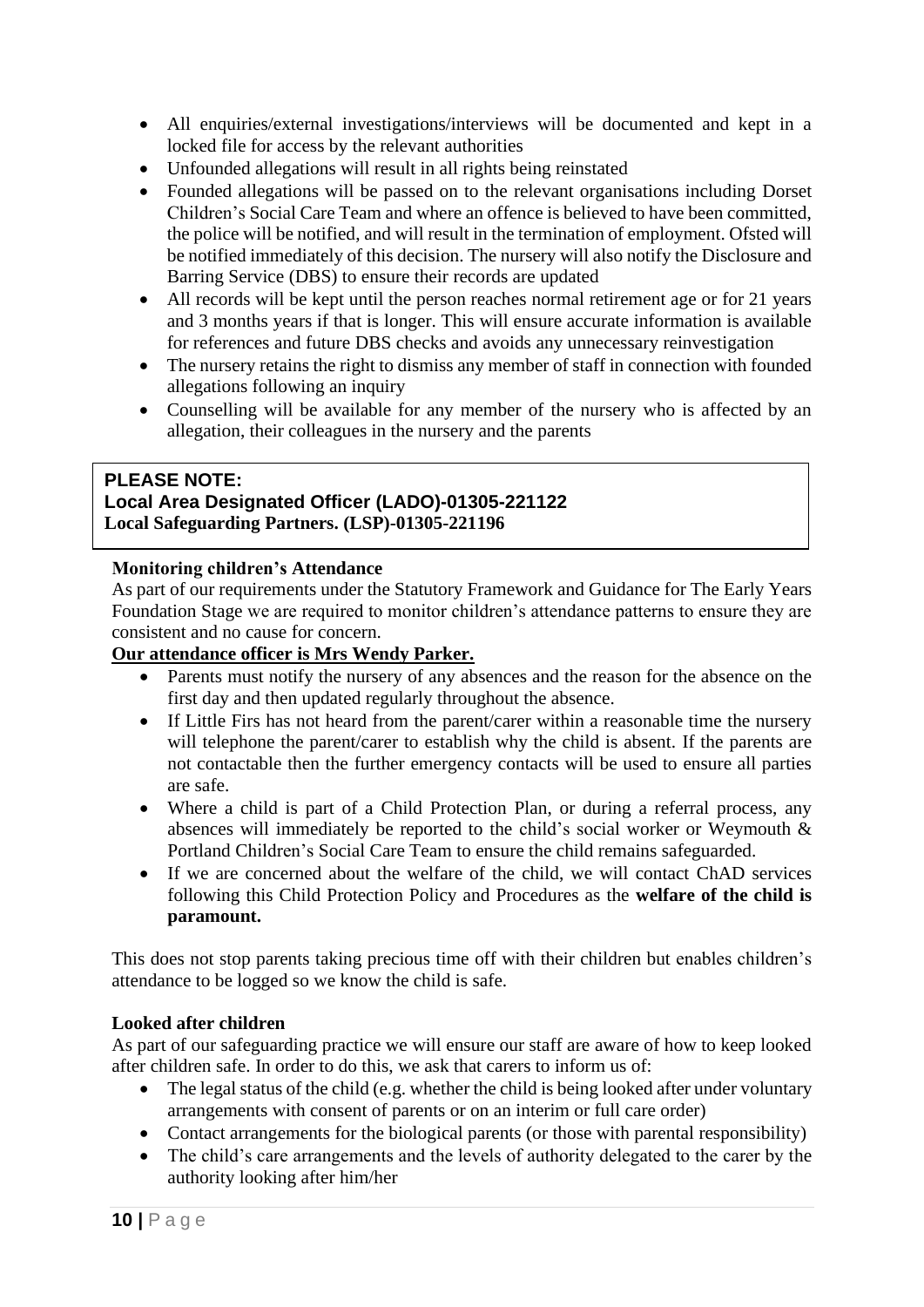- All enquiries/external investigations/interviews will be documented and kept in a locked file for access by the relevant authorities
- Unfounded allegations will result in all rights being reinstated
- Founded allegations will be passed on to the relevant organisations including Dorset Children's Social Care Team and where an offence is believed to have been committed, the police will be notified, and will result in the termination of employment. Ofsted will be notified immediately of this decision. The nursery will also notify the Disclosure and Barring Service (DBS) to ensure their records are updated
- All records will be kept until the person reaches normal retirement age or for 21 years and 3 months years if that is longer. This will ensure accurate information is available for references and future DBS checks and avoids any unnecessary reinvestigation
- The nursery retains the right to dismiss any member of staff in connection with founded allegations following an inquiry
- Counselling will be available for any member of the nursery who is affected by an allegation, their colleagues in the nursery and the parents

**PLEASE NOTE:**
**Local Area Designated Officer (LADO)-01305-221122**
**Local Safeguarding Partners. (LSP)-01305-221196**

**Monitoring children's Attendance**

As part of our requirements under the Statutory Framework and Guidance for The Early Years Foundation Stage we are required to monitor children's attendance patterns to ensure they are consistent and no cause for concern.

**Our attendance officer is Mrs Wendy Parker.**

- Parents must notify the nursery of any absences and the reason for the absence on the first day and then updated regularly throughout the absence.
- If Little Firs has not heard from the parent/carer within a reasonable time the nursery will telephone the parent/carer to establish why the child is absent. If the parents are not contactable then the further emergency contacts will be used to ensure all parties are safe.
- Where a child is part of a Child Protection Plan, or during a referral process, any absences will immediately be reported to the child's social worker or Weymouth & Portland Children's Social Care Team to ensure the child remains safeguarded.
- If we are concerned about the welfare of the child, we will contact ChAD services following this Child Protection Policy and Procedures as the **welfare of the child is paramount.**

This does not stop parents taking precious time off with their children but enables children's attendance to be logged so we know the child is safe.

**Looked after children**

As part of our safeguarding practice we will ensure our staff are aware of how to keep looked after children safe. In order to do this, we ask that carers to inform us of:

- The legal status of the child (e.g. whether the child is being looked after under voluntary arrangements with consent of parents or on an interim or full care order)
- Contact arrangements for the biological parents (or those with parental responsibility)
- The child's care arrangements and the levels of authority delegated to the carer by the authority looking after him/her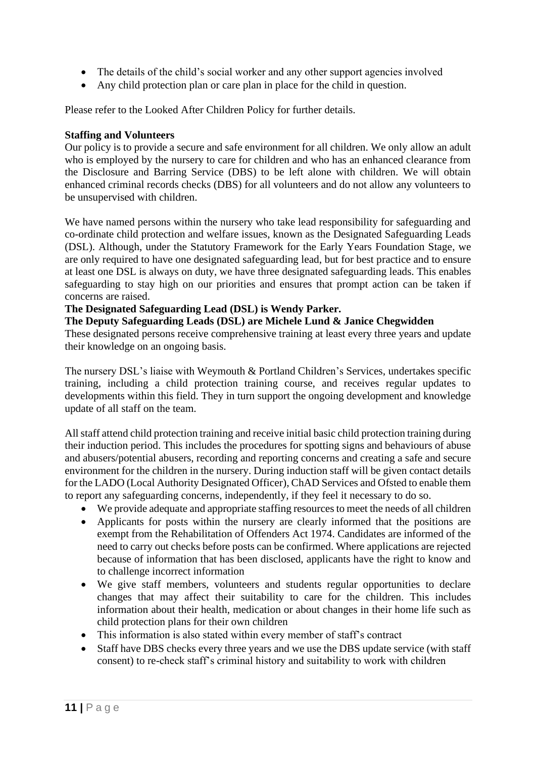- The details of the child's social worker and any other support agencies involved
- Any child protection plan or care plan in place for the child in question.

Please refer to the Looked After Children Policy for further details.

**Staffing and Volunteers**

Our policy is to provide a secure and safe environment for all children. We only allow an adult who is employed by the nursery to care for children and who has an enhanced clearance from the Disclosure and Barring Service (DBS) to be left alone with children. We will obtain enhanced criminal records checks (DBS) for all volunteers and do not allow any volunteers to be unsupervised with children.

We have named persons within the nursery who take lead responsibility for safeguarding and co-ordinate child protection and welfare issues, known as the Designated Safeguarding Leads (DSL). Although, under the Statutory Framework for the Early Years Foundation Stage, we are only required to have one designated safeguarding lead, but for best practice and to ensure at least one DSL is always on duty, we have three designated safeguarding leads. This enables safeguarding to stay high on our priorities and ensures that prompt action can be taken if concerns are raised.

**The Designated Safeguarding Lead (DSL) is Wendy Parker.**

**The Deputy Safeguarding Leads (DSL) are Michele Lund & Janice Chegwidden**

These designated persons receive comprehensive training at least every three years and update their knowledge on an ongoing basis.

The nursery DSL's liaise with Weymouth & Portland Children's Services, undertakes specific training, including a child protection training course, and receives regular updates to developments within this field. They in turn support the ongoing development and knowledge update of all staff on the team.

All staff attend child protection training and receive initial basic child protection training during their induction period. This includes the procedures for spotting signs and behaviours of abuse and abusers/potential abusers, recording and reporting concerns and creating a safe and secure environment for the children in the nursery. During induction staff will be given contact details for the LADO (Local Authority Designated Officer), ChAD Services and Ofsted to enable them to report any safeguarding concerns, independently, if they feel it necessary to do so.

- We provide adequate and appropriate staffing resources to meet the needs of all children
- Applicants for posts within the nursery are clearly informed that the positions are exempt from the Rehabilitation of Offenders Act 1974. Candidates are informed of the need to carry out checks before posts can be confirmed. Where applications are rejected because of information that has been disclosed, applicants have the right to know and to challenge incorrect information
- We give staff members, volunteers and students regular opportunities to declare changes that may affect their suitability to care for the children. This includes information about their health, medication or about changes in their home life such as child protection plans for their own children
- This information is also stated within every member of staff's contract
- Staff have DBS checks every three years and we use the DBS update service (with staff consent) to re-check staff's criminal history and suitability to work with children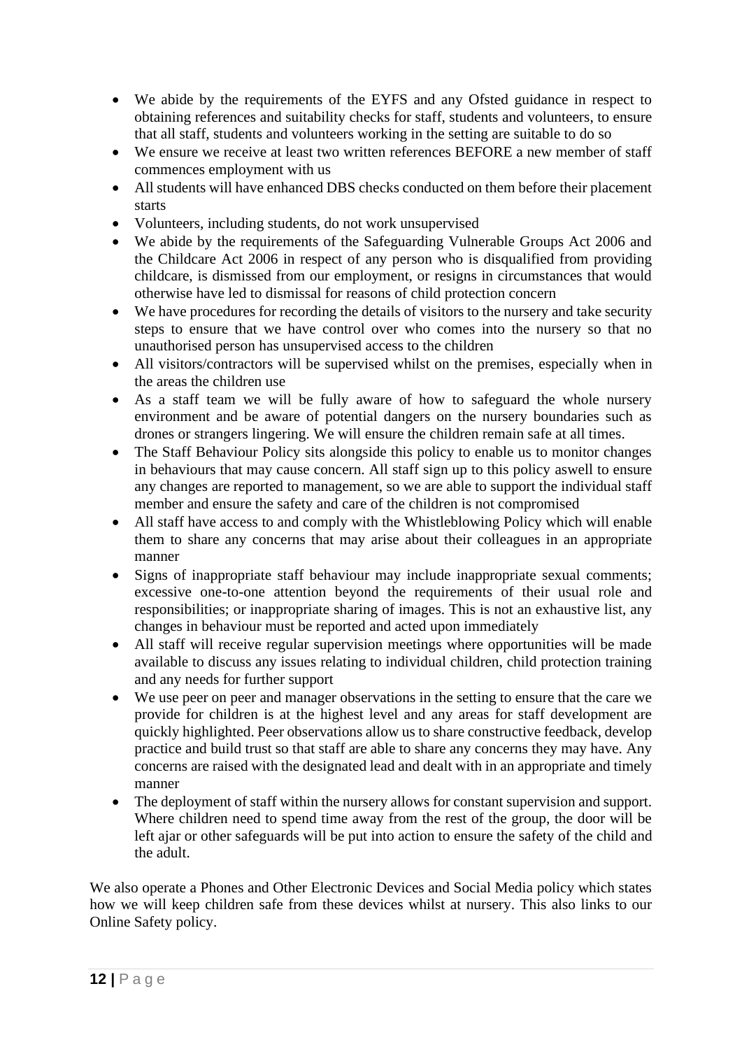- We abide by the requirements of the EYFS and any Ofsted guidance in respect to obtaining references and suitability checks for staff, students and volunteers, to ensure that all staff, students and volunteers working in the setting are suitable to do so
- We ensure we receive at least two written references BEFORE a new member of staff commences employment with us
- All students will have enhanced DBS checks conducted on them before their placement starts
- Volunteers, including students, do not work unsupervised
- We abide by the requirements of the Safeguarding Vulnerable Groups Act 2006 and the Childcare Act 2006 in respect of any person who is disqualified from providing childcare, is dismissed from our employment, or resigns in circumstances that would otherwise have led to dismissal for reasons of child protection concern
- We have procedures for recording the details of visitors to the nursery and take security steps to ensure that we have control over who comes into the nursery so that no unauthorised person has unsupervised access to the children
- All visitors/contractors will be supervised whilst on the premises, especially when in the areas the children use
- As a staff team we will be fully aware of how to safeguard the whole nursery environment and be aware of potential dangers on the nursery boundaries such as drones or strangers lingering. We will ensure the children remain safe at all times.
- The Staff Behaviour Policy sits alongside this policy to enable us to monitor changes in behaviours that may cause concern. All staff sign up to this policy aswell to ensure any changes are reported to management, so we are able to support the individual staff member and ensure the safety and care of the children is not compromised
- All staff have access to and comply with the Whistleblowing Policy which will enable them to share any concerns that may arise about their colleagues in an appropriate manner
- Signs of inappropriate staff behaviour may include inappropriate sexual comments; excessive one-to-one attention beyond the requirements of their usual role and responsibilities; or inappropriate sharing of images. This is not an exhaustive list, any changes in behaviour must be reported and acted upon immediately
- All staff will receive regular supervision meetings where opportunities will be made available to discuss any issues relating to individual children, child protection training and any needs for further support
- We use peer on peer and manager observations in the setting to ensure that the care we provide for children is at the highest level and any areas for staff development are quickly highlighted. Peer observations allow us to share constructive feedback, develop practice and build trust so that staff are able to share any concerns they may have. Any concerns are raised with the designated lead and dealt with in an appropriate and timely manner
- The deployment of staff within the nursery allows for constant supervision and support. Where children need to spend time away from the rest of the group, the door will be left ajar or other safeguards will be put into action to ensure the safety of the child and the adult.

We also operate a Phones and Other Electronic Devices and Social Media policy which states how we will keep children safe from these devices whilst at nursery. This also links to our Online Safety policy.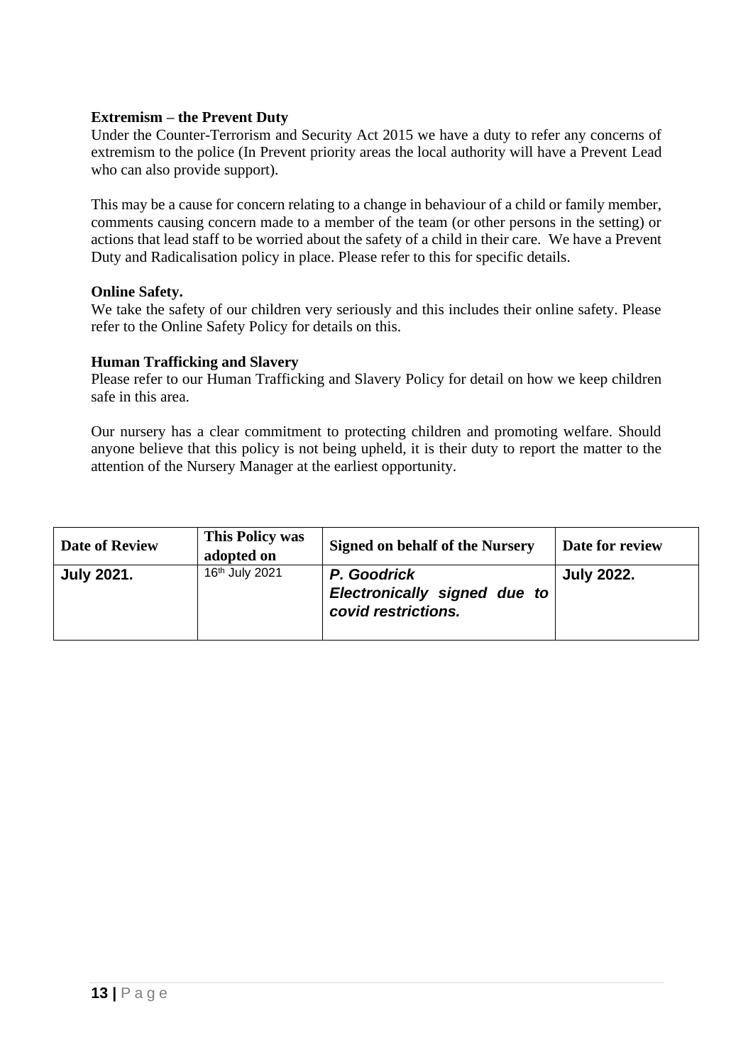**Extremism – the Prevent Duty**

Under the Counter-Terrorism and Security Act 2015 we have a duty to refer any concerns of extremism to the police (In Prevent priority areas the local authority will have a Prevent Lead who can also provide support).

This may be a cause for concern relating to a change in behaviour of a child or family member, comments causing concern made to a member of the team (or other persons in the setting) or actions that lead staff to be worried about the safety of a child in their care. We have a Prevent Duty and Radicalisation policy in place. Please refer to this for specific details.

**Online Safety.**

We take the safety of our children very seriously and this includes their online safety. Please refer to the Online Safety Policy for details on this.

**Human Trafficking and Slavery**

Please refer to our Human Trafficking and Slavery Policy for detail on how we keep children safe in this area.

Our nursery has a clear commitment to protecting children and promoting welfare. Should anyone believe that this policy is not being upheld, it is their duty to report the matter to the attention of the Nursery Manager at the earliest opportunity.

| Date of Review | This Policy was adopted on | Signed on behalf of the Nursery | Date for review |
|---|---|---|---|
| **July 2021.** | 16th July 2021 | ***P. Goodrick*** ***Electronically signed due to covid restrictions.*** | **July 2022.** |